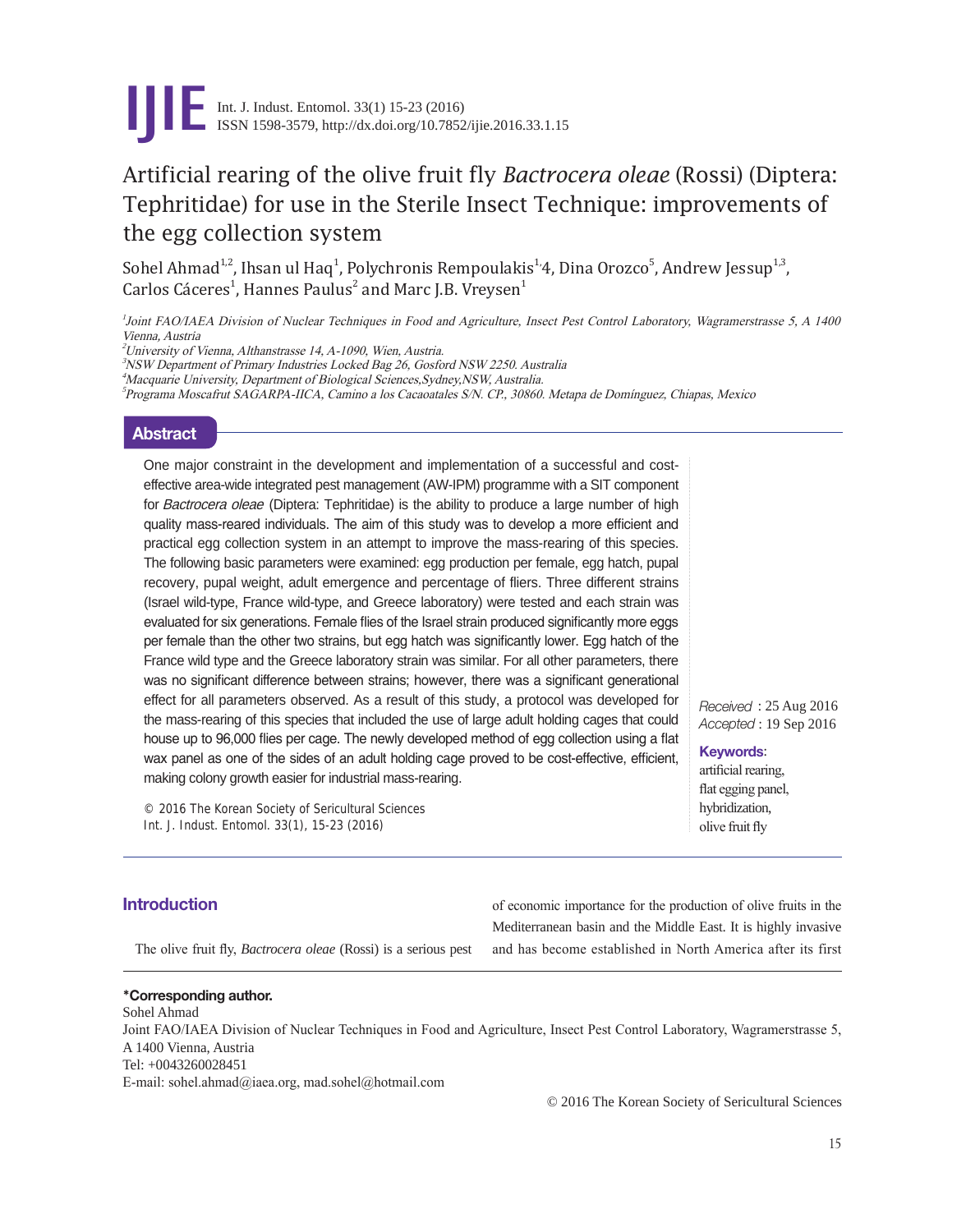# Artificial rearing of the olive fruit fly *Bactrocera oleae* (Rossi) (Diptera: Tephritidae) for use in the Sterile Insect Technique: improvements of the egg collection system

Sohel Ahmad[1,2], Ihsan ul Haq[1], Polychronis Rempoulakis[1,4], Dina Orozco[5], Andrew Jessup[1,3], Carlos Cáceres[1], Hannes Paulus[2] and Marc J.B. Vreysen[1]

[1]*Joint FAO/IAEA Division of Nuclear Techniques in Food and Agriculture, Insect Pest Control Laboratory, Wagramerstrasse 5, A 1400 Vienna, Austria*
[2]*University of Vienna, Althanstrasse 14, A-1090, Wien, Austria.*
[3]*NSW Department of Primary Industries Locked Bag 26, Gosford NSW 2250. Australia*
[4]*Macquarie University, Department of Biological Sciences,Sydney,NSW, Australia.*
[5]*Programa Moscafrut SAGARPA-IICA, Camino a los Cacaoatales S/N. CP., 30860. Metapa de Domínguez, Chiapas, Mexico*

## Abstract

One major constraint in the development and implementation of a successful and cost-effective area-wide integrated pest management (AW-IPM) programme with a SIT component for *Bactrocera oleae* (Diptera: Tephritidae) is the ability to produce a large number of high quality mass-reared individuals. The aim of this study was to develop a more efficient and practical egg collection system in an attempt to improve the mass-rearing of this species. The following basic parameters were examined: egg production per female, egg hatch, pupal recovery, pupal weight, adult emergence and percentage of fliers. Three different strains (Israel wild-type, France wild-type, and Greece laboratory) were tested and each strain was evaluated for six generations. Female flies of the Israel strain produced significantly more eggs per female than the other two strains, but egg hatch was significantly lower. Egg hatch of the France wild type and the Greece laboratory strain was similar. For all other parameters, there was no significant difference between strains; however, there was a significant generational effect for all parameters observed. As a result of this study, a protocol was developed for the mass-rearing of this species that included the use of large adult holding cages that could house up to 96,000 flies per cage. The newly developed method of egg collection using a flat wax panel as one of the sides of an adult holding cage proved to be cost-effective, efficient, making colony growth easier for industrial mass-rearing.

© 2016 The Korean Society of Sericultural Sciences
Int. J. Indust. Entomol. 33(1), 15-23 (2016)

*Received* : 25 Aug 2016
*Accepted* : 19 Sep 2016

**Keywords**: artificial rearing, flat egging panel, hybridization, olive fruit fly

## Introduction

The olive fruit fly, *Bactrocera oleae* (Rossi) is a serious pest of economic importance for the production of olive fruits in the Mediterranean basin and the Middle East. It is highly invasive and has become established in North America after its first

**\*Corresponding author.**
Sohel Ahmad
Joint FAO/IAEA Division of Nuclear Techniques in Food and Agriculture, Insect Pest Control Laboratory, Wagramerstrasse 5, A 1400 Vienna, Austria
Tel: +0043260028451
E-mail: sohel.ahmad@iaea.org, mad.sohel@hotmail.com

© 2016 The Korean Society of Sericultural Sciences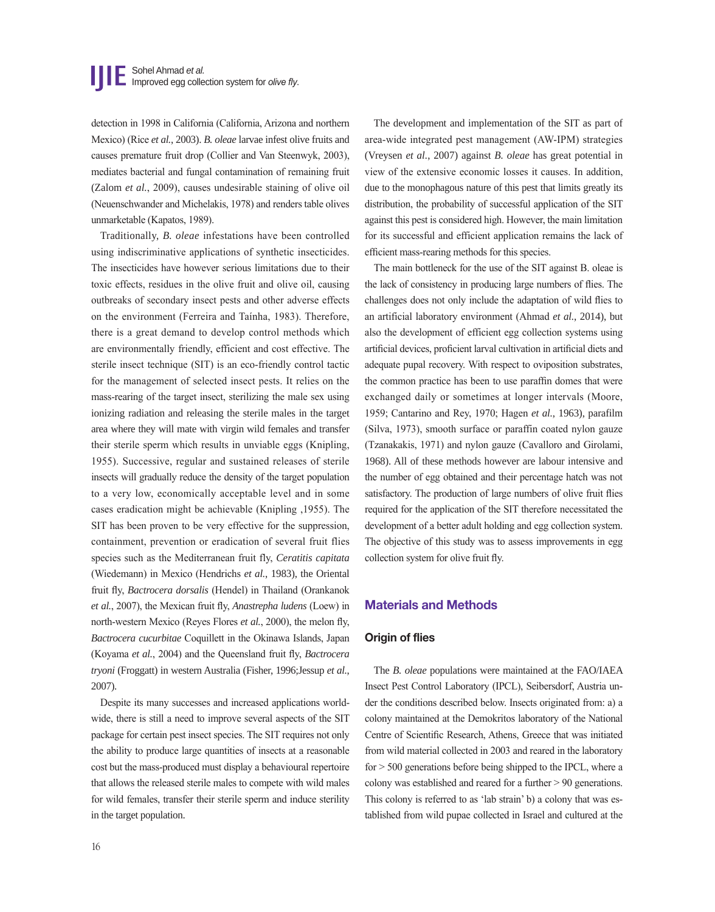detection in 1998 in California (California, Arizona and northern Mexico) (Rice *et al.*, 2003). *B. oleae* larvae infest olive fruits and causes premature fruit drop (Collier and Van Steenwyk, 2003), mediates bacterial and fungal contamination of remaining fruit (Zalom *et al.*, 2009), causes undesirable staining of olive oil (Neuenschwander and Michelakis, 1978) and renders table olives unmarketable (Kapatos, 1989).

Traditionally, *B. oleae* infestations have been controlled using indiscriminative applications of synthetic insecticides. The insecticides have however serious limitations due to their toxic effects, residues in the olive fruit and olive oil, causing outbreaks of secondary insect pests and other adverse effects on the environment (Ferreira and Taínha, 1983). Therefore, there is a great demand to develop control methods which are environmentally friendly, efficient and cost effective. The sterile insect technique (SIT) is an eco-friendly control tactic for the management of selected insect pests. It relies on the mass-rearing of the target insect, sterilizing the male sex using ionizing radiation and releasing the sterile males in the target area where they will mate with virgin wild females and transfer their sterile sperm which results in unviable eggs (Knipling, 1955). Successive, regular and sustained releases of sterile insects will gradually reduce the density of the target population to a very low, economically acceptable level and in some cases eradication might be achievable (Knipling ,1955). The SIT has been proven to be very effective for the suppression, containment, prevention or eradication of several fruit flies species such as the Mediterranean fruit fly, *Ceratitis capitata* (Wiedemann) in Mexico (Hendrichs *et al.*, 1983), the Oriental fruit fly, *Bactrocera dorsalis* (Hendel) in Thailand (Orankanok *et al.*, 2007), the Mexican fruit fly, *Anastrepha ludens* (Loew) in north-western Mexico (Reyes Flores *et al.*, 2000), the melon fly, *Bactrocera cucurbitae* Coquillett in the Okinawa Islands, Japan (Koyama *et al.*, 2004) and the Queensland fruit fly, *Bactrocera tryoni* (Froggatt) in western Australia (Fisher, 1996;Jessup *et al.*, 2007).

Despite its many successes and increased applications worldwide, there is still a need to improve several aspects of the SIT package for certain pest insect species. The SIT requires not only the ability to produce large quantities of insects at a reasonable cost but the mass-produced must display a behavioural repertoire that allows the released sterile males to compete with wild males for wild females, transfer their sterile sperm and induce sterility in the target population.

The development and implementation of the SIT as part of area-wide integrated pest management (AW-IPM) strategies (Vreysen *et al.*, 2007) against *B. oleae* has great potential in view of the extensive economic losses it causes. In addition, due to the monophagous nature of this pest that limits greatly its distribution, the probability of successful application of the SIT against this pest is considered high. However, the main limitation for its successful and efficient application remains the lack of efficient mass-rearing methods for this species.

The main bottleneck for the use of the SIT against B. oleae is the lack of consistency in producing large numbers of flies. The challenges does not only include the adaptation of wild flies to an artificial laboratory environment (Ahmad *et al.*, 2014), but also the development of efficient egg collection systems using artificial devices, proficient larval cultivation in artificial diets and adequate pupal recovery. With respect to oviposition substrates, the common practice has been to use paraffin domes that were exchanged daily or sometimes at longer intervals (Moore, 1959; Cantarino and Rey, 1970; Hagen *et al.*, 1963), parafilm (Silva, 1973), smooth surface or paraffin coated nylon gauze (Tzanakakis, 1971) and nylon gauze (Cavalloro and Girolami, 1968). All of these methods however are labour intensive and the number of egg obtained and their percentage hatch was not satisfactory. The production of large numbers of olive fruit flies required for the application of the SIT therefore necessitated the development of a better adult holding and egg collection system. The objective of this study was to assess improvements in egg collection system for olive fruit fly.

## Materials and Methods

### Origin of flies

The *B. oleae* populations were maintained at the FAO/IAEA Insect Pest Control Laboratory (IPCL), Seibersdorf, Austria under the conditions described below. Insects originated from: a) a colony maintained at the Demokritos laboratory of the National Centre of Scientific Research, Athens, Greece that was initiated from wild material collected in 2003 and reared in the laboratory for > 500 generations before being shipped to the IPCL, where a colony was established and reared for a further > 90 generations. This colony is referred to as 'lab strain' b) a colony that was established from wild pupae collected in Israel and cultured at the